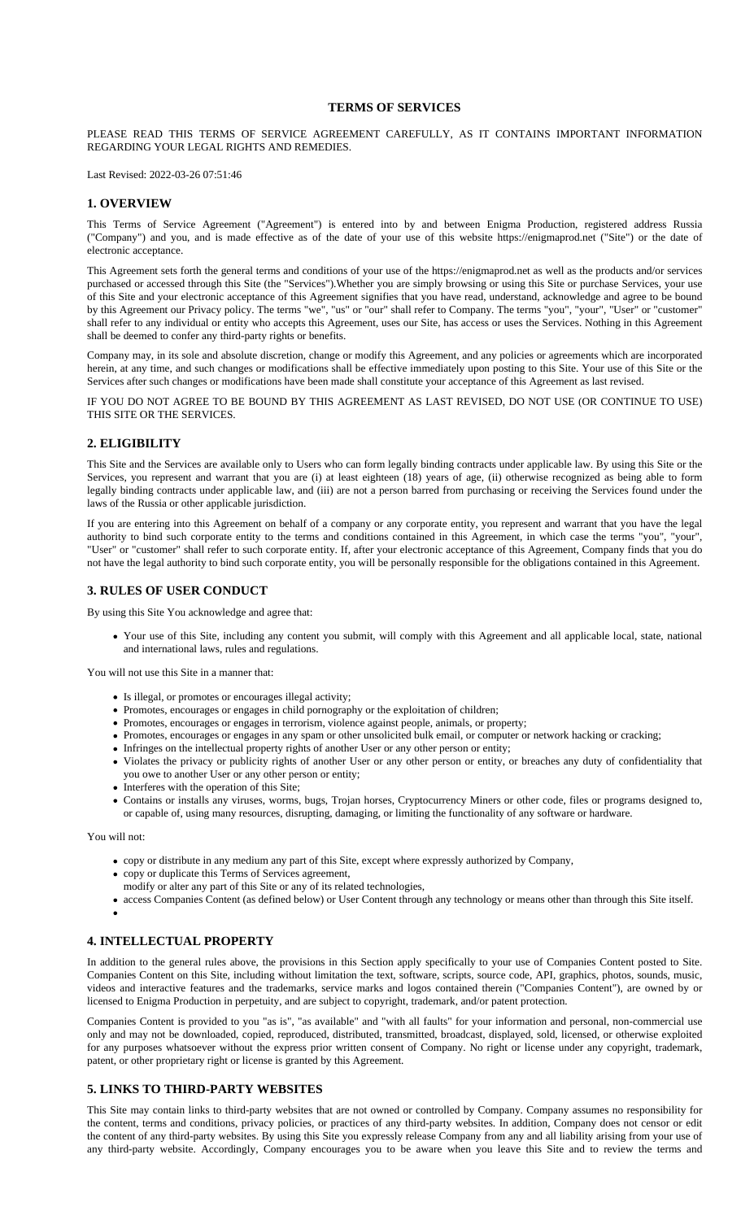# TERMS OF SERVICES

PLEASE READ THIS TERMS OF SERVICE AGREEMENT CAREFULLY, AS IT CONTAINS IMPORTANT INFORMATION REGARDING YOUR LEGAL RIGHTS AND REMEDIES.

Last Revised: 2022-03-26 07:51:46

## 1. OVERVIEW

This Terms of Service Agreement ("Agreement") is entered into by and between Enigma Production, registered address Russia ("Company") and you, and is made effective as of the date of your use of this website https://enigmaprod.net ("Site") or the date of electronic acceptance.

This Agreement sets forth the general terms and conditions of your use of the https://enigmaprod.net as well as the products and/or services purchased or accessed through this Site (the "Services").Whether you are simply browsing or using this Site or purchase Services, your use of this Site and your electronic acceptance of this Agreement signifies that you have read, understand, acknowledge and agree to be bound by this Agreement our Privacy policy. The terms "we", "us" or "our" shall refer to Company. The terms "you", "your", "User" or "customer" shall refer to any individual or entity who accepts this Agreement, uses our Site, has access or uses the Services. Nothing in this Agreement shall be deemed to confer any third-party rights or benefits.

Company may, in its sole and absolute discretion, change or modify this Agreement, and any policies or agreements which are incorporated herein, at any time, and such changes or modifications shall be effective immediately upon posting to this Site. Your use of this Site or the Services after such changes or modifications have been made shall constitute your acceptance of this Agreement as last revised.

IF YOU DO NOT AGREE TO BE BOUND BY THIS AGREEMENT AS LAST REVISED, DO NOT USE (OR CONTINUE TO USE) THIS SITE OR THE SERVICES.

## 2. ELIGIBILITY

This Site and the Services are available only to Users who can form legally binding contracts under applicable law. By using this Site or the Services, you represent and warrant that you are (i) at least eighteen (18) years of age, (ii) otherwise recognized as being able to form legally binding contracts under applicable law, and (iii) are not a person barred from purchasing or receiving the Services found under the laws of the Russia or other applicable jurisdiction.

If you are entering into this Agreement on behalf of a company or any corporate entity, you represent and warrant that you have the legal authority to bind such corporate entity to the terms and conditions contained in this Agreement, in which case the terms "you", "your", "User" or "customer" shall refer to such corporate entity. If, after your electronic acceptance of this Agreement, Company finds that you do not have the legal authority to bind such corporate entity, you will be personally responsible for the obligations contained in this Agreement.

## 3. RULES OF USER CONDUCT

By using this Site You acknowledge and agree that:

- Your use of this Site, including any content you submit, will comply with this Agreement and all applicable local, state, national and international laws, rules and regulations.

You will not use this Site in a manner that:

- Is illegal, or promotes or encourages illegal activity;
- Promotes, encourages or engages in child pornography or the exploitation of children;
- Promotes, encourages or engages in terrorism, violence against people, animals, or property;
- Promotes, encourages or engages in any spam or other unsolicited bulk email, or computer or network hacking or cracking;
- Infringes on the intellectual property rights of another User or any other person or entity;
- Violates the privacy or publicity rights of another User or any other person or entity, or breaches any duty of confidentiality that you owe to another User or any other person or entity;
- Interferes with the operation of this Site;
- Contains or installs any viruses, worms, bugs, Trojan horses, Cryptocurrency Miners or other code, files or programs designed to, or capable of, using many resources, disrupting, damaging, or limiting the functionality of any software or hardware.

You will not:

- copy or distribute in any medium any part of this Site, except where expressly authorized by Company,
- copy or duplicate this Terms of Services agreement,
  modify or alter any part of this Site or any of its related technologies,
- access Companies Content (as defined below) or User Content through any technology or means other than through this Site itself.

## 4. INTELLECTUAL PROPERTY

In addition to the general rules above, the provisions in this Section apply specifically to your use of Companies Content posted to Site. Companies Content on this Site, including without limitation the text, software, scripts, source code, API, graphics, photos, sounds, music, videos and interactive features and the trademarks, service marks and logos contained therein ("Companies Content"), are owned by or licensed to Enigma Production in perpetuity, and are subject to copyright, trademark, and/or patent protection.

Companies Content is provided to you "as is", "as available" and "with all faults" for your information and personal, non-commercial use only and may not be downloaded, copied, reproduced, distributed, transmitted, broadcast, displayed, sold, licensed, or otherwise exploited for any purposes whatsoever without the express prior written consent of Company. No right or license under any copyright, trademark, patent, or other proprietary right or license is granted by this Agreement.

## 5. LINKS TO THIRD-PARTY WEBSITES

This Site may contain links to third-party websites that are not owned or controlled by Company. Company assumes no responsibility for the content, terms and conditions, privacy policies, or practices of any third-party websites. In addition, Company does not censor or edit the content of any third-party websites. By using this Site you expressly release Company from any and all liability arising from your use of any third-party website. Accordingly, Company encourages you to be aware when you leave this Site and to review the terms and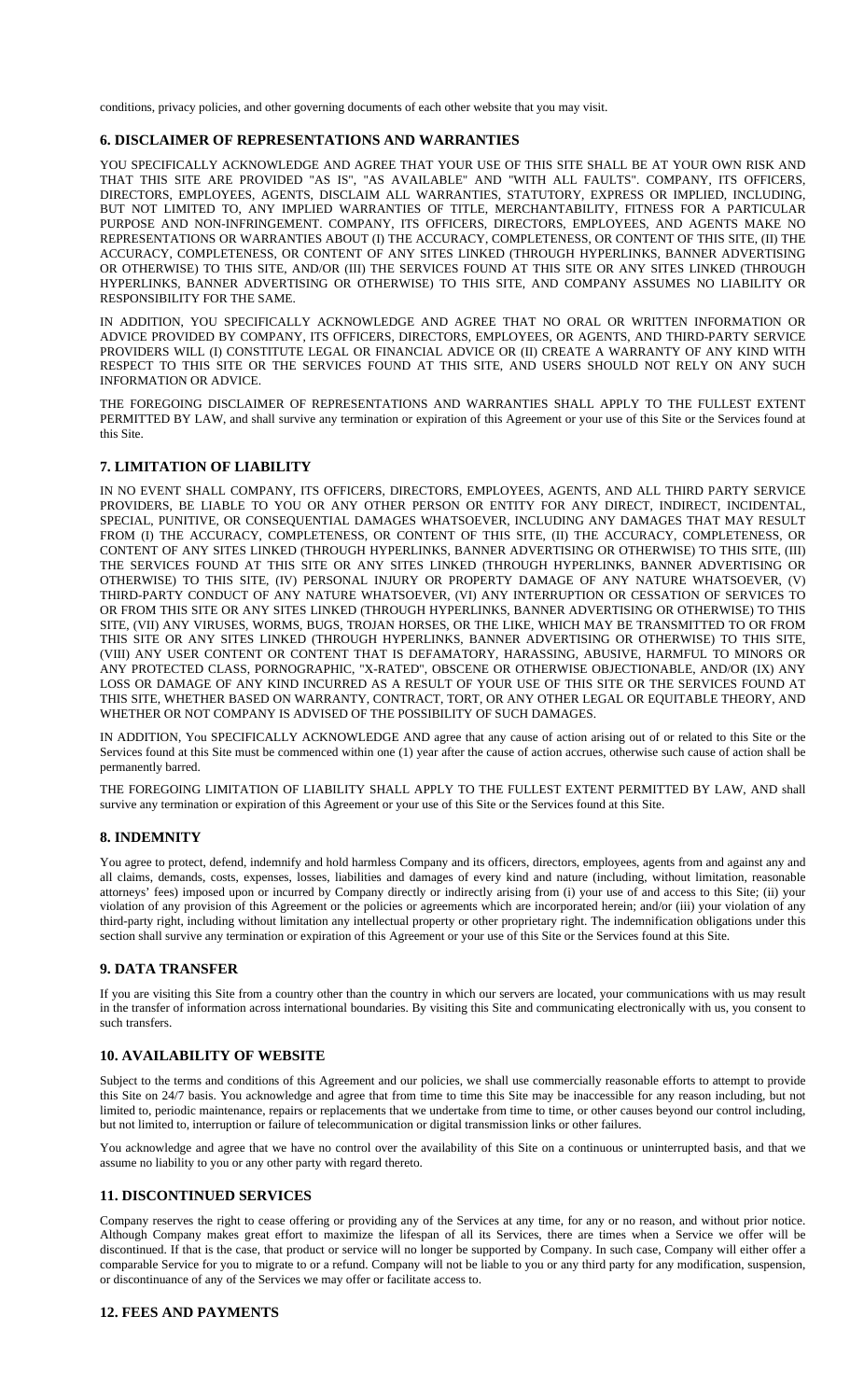conditions, privacy policies, and other governing documents of each other website that you may visit.

### 6. DISCLAIMER OF REPRESENTATIONS AND WARRANTIES

YOU SPECIFICALLY ACKNOWLEDGE AND AGREE THAT YOUR USE OF THIS SITE SHALL BE AT YOUR OWN RISK AND THAT THIS SITE ARE PROVIDED "AS IS", "AS AVAILABLE" AND "WITH ALL FAULTS". COMPANY, ITS OFFICERS, DIRECTORS, EMPLOYEES, AGENTS, DISCLAIM ALL WARRANTIES, STATUTORY, EXPRESS OR IMPLIED, INCLUDING, BUT NOT LIMITED TO, ANY IMPLIED WARRANTIES OF TITLE, MERCHANTABILITY, FITNESS FOR A PARTICULAR PURPOSE AND NON-INFRINGEMENT. COMPANY, ITS OFFICERS, DIRECTORS, EMPLOYEES, AND AGENTS MAKE NO REPRESENTATIONS OR WARRANTIES ABOUT (I) THE ACCURACY, COMPLETENESS, OR CONTENT OF THIS SITE, (II) THE ACCURACY, COMPLETENESS, OR CONTENT OF ANY SITES LINKED (THROUGH HYPERLINKS, BANNER ADVERTISING OR OTHERWISE) TO THIS SITE, AND/OR (III) THE SERVICES FOUND AT THIS SITE OR ANY SITES LINKED (THROUGH HYPERLINKS, BANNER ADVERTISING OR OTHERWISE) TO THIS SITE, AND COMPANY ASSUMES NO LIABILITY OR RESPONSIBILITY FOR THE SAME.

IN ADDITION, YOU SPECIFICALLY ACKNOWLEDGE AND AGREE THAT NO ORAL OR WRITTEN INFORMATION OR ADVICE PROVIDED BY COMPANY, ITS OFFICERS, DIRECTORS, EMPLOYEES, OR AGENTS, AND THIRD-PARTY SERVICE PROVIDERS WILL (I) CONSTITUTE LEGAL OR FINANCIAL ADVICE OR (II) CREATE A WARRANTY OF ANY KIND WITH RESPECT TO THIS SITE OR THE SERVICES FOUND AT THIS SITE, AND USERS SHOULD NOT RELY ON ANY SUCH INFORMATION OR ADVICE.

THE FOREGOING DISCLAIMER OF REPRESENTATIONS AND WARRANTIES SHALL APPLY TO THE FULLEST EXTENT PERMITTED BY LAW, and shall survive any termination or expiration of this Agreement or your use of this Site or the Services found at this Site.

### 7. LIMITATION OF LIABILITY

IN NO EVENT SHALL COMPANY, ITS OFFICERS, DIRECTORS, EMPLOYEES, AGENTS, AND ALL THIRD PARTY SERVICE PROVIDERS, BE LIABLE TO YOU OR ANY OTHER PERSON OR ENTITY FOR ANY DIRECT, INDIRECT, INCIDENTAL, SPECIAL, PUNITIVE, OR CONSEQUENTIAL DAMAGES WHATSOEVER, INCLUDING ANY DAMAGES THAT MAY RESULT FROM (I) THE ACCURACY, COMPLETENESS, OR CONTENT OF THIS SITE, (II) THE ACCURACY, COMPLETENESS, OR CONTENT OF ANY SITES LINKED (THROUGH HYPERLINKS, BANNER ADVERTISING OR OTHERWISE) TO THIS SITE, (III) THE SERVICES FOUND AT THIS SITE OR ANY SITES LINKED (THROUGH HYPERLINKS, BANNER ADVERTISING OR OTHERWISE) TO THIS SITE, (IV) PERSONAL INJURY OR PROPERTY DAMAGE OF ANY NATURE WHATSOEVER, (V) THIRD-PARTY CONDUCT OF ANY NATURE WHATSOEVER, (VI) ANY INTERRUPTION OR CESSATION OF SERVICES TO OR FROM THIS SITE OR ANY SITES LINKED (THROUGH HYPERLINKS, BANNER ADVERTISING OR OTHERWISE) TO THIS SITE, (VII) ANY VIRUSES, WORMS, BUGS, TROJAN HORSES, OR THE LIKE, WHICH MAY BE TRANSMITTED TO OR FROM THIS SITE OR ANY SITES LINKED (THROUGH HYPERLINKS, BANNER ADVERTISING OR OTHERWISE) TO THIS SITE, (VIII) ANY USER CONTENT OR CONTENT THAT IS DEFAMATORY, HARASSING, ABUSIVE, HARMFUL TO MINORS OR ANY PROTECTED CLASS, PORNOGRAPHIC, "X-RATED", OBSCENE OR OTHERWISE OBJECTIONABLE, AND/OR (IX) ANY LOSS OR DAMAGE OF ANY KIND INCURRED AS A RESULT OF YOUR USE OF THIS SITE OR THE SERVICES FOUND AT THIS SITE, WHETHER BASED ON WARRANTY, CONTRACT, TORT, OR ANY OTHER LEGAL OR EQUITABLE THEORY, AND WHETHER OR NOT COMPANY IS ADVISED OF THE POSSIBILITY OF SUCH DAMAGES.

IN ADDITION, You SPECIFICALLY ACKNOWLEDGE AND agree that any cause of action arising out of or related to this Site or the Services found at this Site must be commenced within one (1) year after the cause of action accrues, otherwise such cause of action shall be permanently barred.

THE FOREGOING LIMITATION OF LIABILITY SHALL APPLY TO THE FULLEST EXTENT PERMITTED BY LAW, AND shall survive any termination or expiration of this Agreement or your use of this Site or the Services found at this Site.

### 8. INDEMNITY

You agree to protect, defend, indemnify and hold harmless Company and its officers, directors, employees, agents from and against any and all claims, demands, costs, expenses, losses, liabilities and damages of every kind and nature (including, without limitation, reasonable attorneys' fees) imposed upon or incurred by Company directly or indirectly arising from (i) your use of and access to this Site; (ii) your violation of any provision of this Agreement or the policies or agreements which are incorporated herein; and/or (iii) your violation of any third-party right, including without limitation any intellectual property or other proprietary right. The indemnification obligations under this section shall survive any termination or expiration of this Agreement or your use of this Site or the Services found at this Site.

### 9. DATA TRANSFER

If you are visiting this Site from a country other than the country in which our servers are located, your communications with us may result in the transfer of information across international boundaries. By visiting this Site and communicating electronically with us, you consent to such transfers.

### 10. AVAILABILITY OF WEBSITE

Subject to the terms and conditions of this Agreement and our policies, we shall use commercially reasonable efforts to attempt to provide this Site on 24/7 basis. You acknowledge and agree that from time to time this Site may be inaccessible for any reason including, but not limited to, periodic maintenance, repairs or replacements that we undertake from time to time, or other causes beyond our control including, but not limited to, interruption or failure of telecommunication or digital transmission links or other failures.

You acknowledge and agree that we have no control over the availability of this Site on a continuous or uninterrupted basis, and that we assume no liability to you or any other party with regard thereto.

### 11. DISCONTINUED SERVICES

Company reserves the right to cease offering or providing any of the Services at any time, for any or no reason, and without prior notice. Although Company makes great effort to maximize the lifespan of all its Services, there are times when a Service we offer will be discontinued. If that is the case, that product or service will no longer be supported by Company. In such case, Company will either offer a comparable Service for you to migrate to or a refund. Company will not be liable to you or any third party for any modification, suspension, or discontinuance of any of the Services we may offer or facilitate access to.

### 12. FEES AND PAYMENTS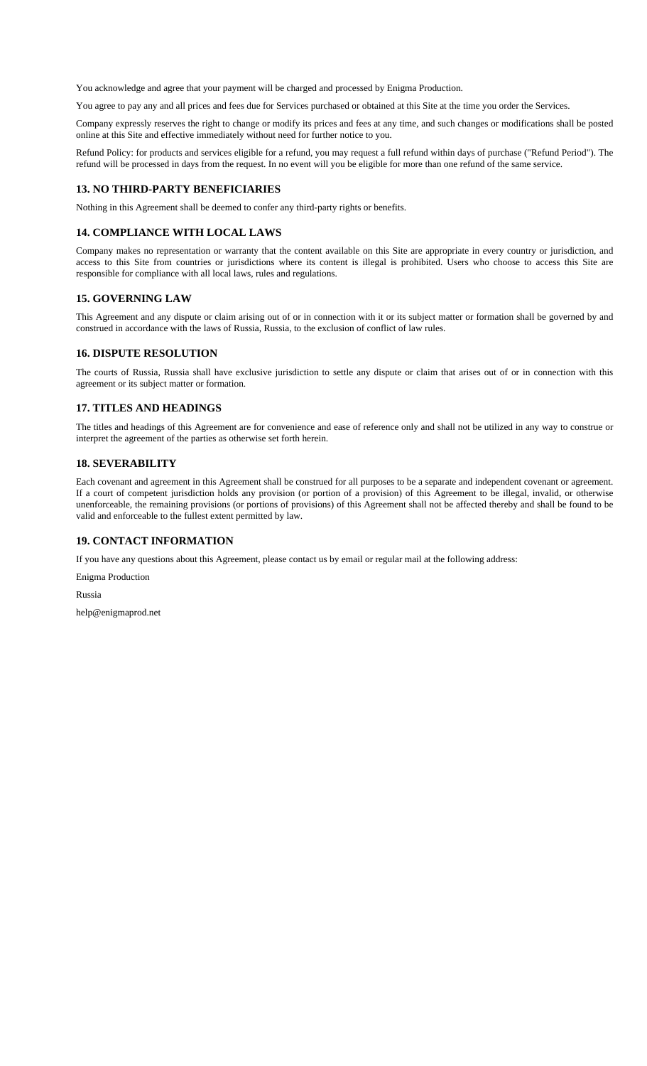You acknowledge and agree that your payment will be charged and processed by Enigma Production.

You agree to pay any and all prices and fees due for Services purchased or obtained at this Site at the time you order the Services.

Company expressly reserves the right to change or modify its prices and fees at any time, and such changes or modifications shall be posted online at this Site and effective immediately without need for further notice to you.

Refund Policy: for products and services eligible for a refund, you may request a full refund within days of purchase ("Refund Period"). The refund will be processed in days from the request. In no event will you be eligible for more than one refund of the same service.

### 13. NO THIRD-PARTY BENEFICIARIES

Nothing in this Agreement shall be deemed to confer any third-party rights or benefits.

### 14. COMPLIANCE WITH LOCAL LAWS

Company makes no representation or warranty that the content available on this Site are appropriate in every country or jurisdiction, and access to this Site from countries or jurisdictions where its content is illegal is prohibited. Users who choose to access this Site are responsible for compliance with all local laws, rules and regulations.

### 15. GOVERNING LAW

This Agreement and any dispute or claim arising out of or in connection with it or its subject matter or formation shall be governed by and construed in accordance with the laws of Russia, Russia, to the exclusion of conflict of law rules.

### 16. DISPUTE RESOLUTION

The courts of Russia, Russia shall have exclusive jurisdiction to settle any dispute or claim that arises out of or in connection with this agreement or its subject matter or formation.

### 17. TITLES AND HEADINGS

The titles and headings of this Agreement are for convenience and ease of reference only and shall not be utilized in any way to construe or interpret the agreement of the parties as otherwise set forth herein.

### 18. SEVERABILITY

Each covenant and agreement in this Agreement shall be construed for all purposes to be a separate and independent covenant or agreement. If a court of competent jurisdiction holds any provision (or portion of a provision) of this Agreement to be illegal, invalid, or otherwise unenforceable, the remaining provisions (or portions of provisions) of this Agreement shall not be affected thereby and shall be found to be valid and enforceable to the fullest extent permitted by law.

### 19. CONTACT INFORMATION

If you have any questions about this Agreement, please contact us by email or regular mail at the following address:

Enigma Production

Russia

help@enigmaprod.net